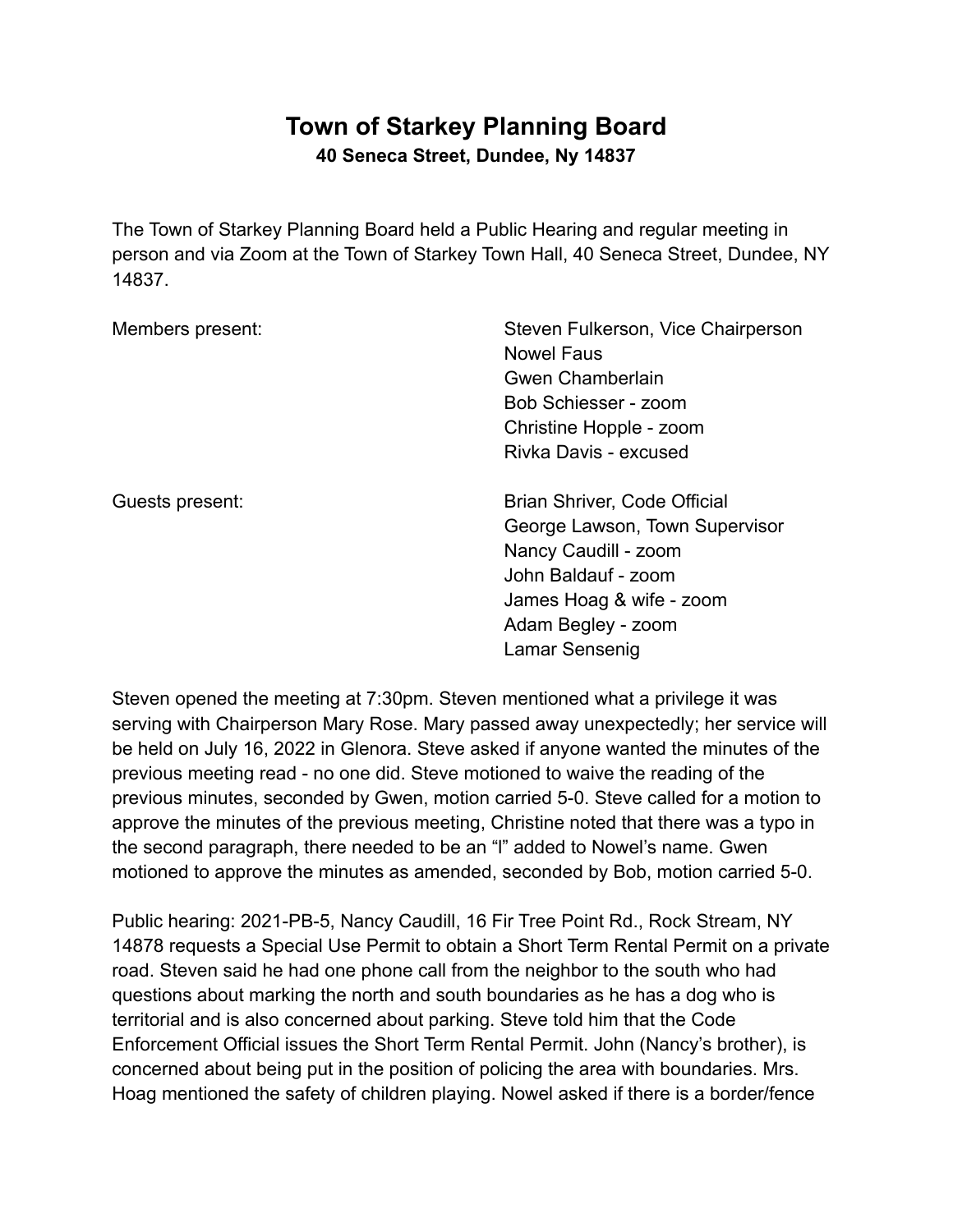# Town of Starkey Planning Board

**40 Seneca Street, Dundee, Ny 14837**

The Town of Starkey Planning Board held a Public Hearing and regular meeting in person and via Zoom at the Town of Starkey Town Hall, 40 Seneca Street, Dundee, NY 14837.

| | |
|---|---|
| Members present: | Steven Fulkerson, Vice Chairperson |
| | Nowel Faus |
| | Gwen Chamberlain |
| | Bob Schiesser - zoom |
| | Christine Hopple - zoom |
| | Rivka Davis - excused |
| Guests present: | Brian Shriver, Code Official |
| | George Lawson, Town Supervisor |
| | Nancy Caudill - zoom |
| | John Baldauf - zoom |
| | James Hoag & wife - zoom |
| | Adam Begley - zoom |
| | Lamar Sensenig |

Steven opened the meeting at 7:30pm. Steven mentioned what a privilege it was serving with Chairperson Mary Rose. Mary passed away unexpectedly; her service will be held on July 16, 2022 in Glenora. Steve asked if anyone wanted the minutes of the previous meeting read - no one did. Steve motioned to waive the reading of the previous minutes, seconded by Gwen, motion carried 5-0. Steve called for a motion to approve the minutes of the previous meeting, Christine noted that there was a typo in the second paragraph, there needed to be an "l" added to Nowel's name. Gwen motioned to approve the minutes as amended, seconded by Bob, motion carried 5-0.

Public hearing: 2021-PB-5, Nancy Caudill, 16 Fir Tree Point Rd., Rock Stream, NY 14878 requests a Special Use Permit to obtain a Short Term Rental Permit on a private road. Steven said he had one phone call from the neighbor to the south who had questions about marking the north and south boundaries as he has a dog who is territorial and is also concerned about parking. Steve told him that the Code Enforcement Official issues the Short Term Rental Permit. John (Nancy's brother), is concerned about being put in the position of policing the area with boundaries. Mrs. Hoag mentioned the safety of children playing. Nowel asked if there is a border/fence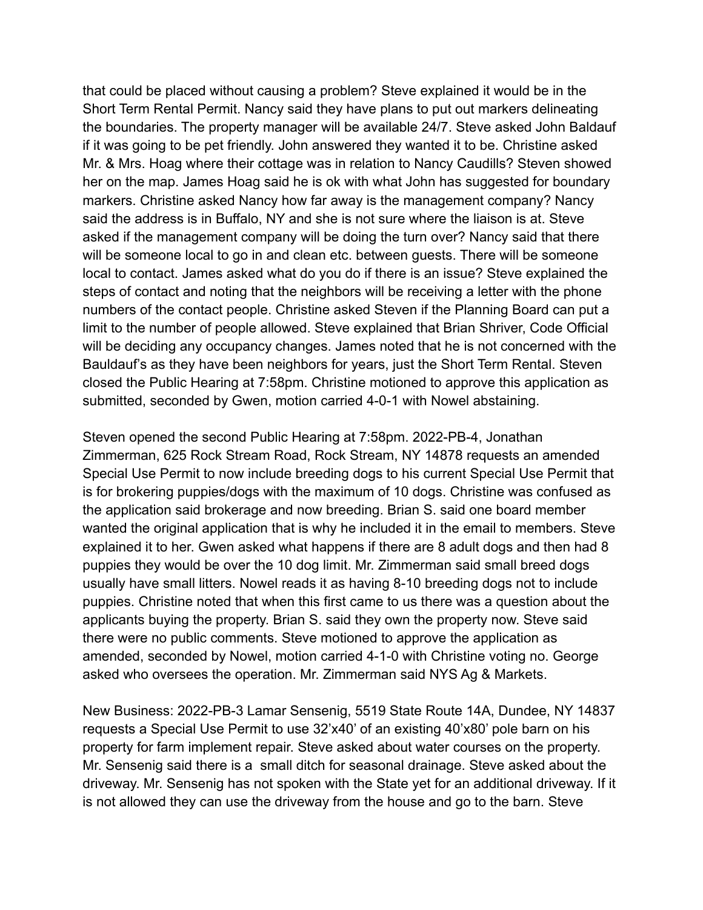that could be placed without causing a problem? Steve explained it would be in the Short Term Rental Permit. Nancy said they have plans to put out markers delineating the boundaries. The property manager will be available 24/7. Steve asked John Baldauf if it was going to be pet friendly. John answered they wanted it to be. Christine asked Mr. & Mrs. Hoag where their cottage was in relation to Nancy Caudills? Steven showed her on the map. James Hoag said he is ok with what John has suggested for boundary markers. Christine asked Nancy how far away is the management company? Nancy said the address is in Buffalo, NY and she is not sure where the liaison is at. Steve asked if the management company will be doing the turn over? Nancy said that there will be someone local to go in and clean etc. between guests. There will be someone local to contact. James asked what do you do if there is an issue? Steve explained the steps of contact and noting that the neighbors will be receiving a letter with the phone numbers of the contact people. Christine asked Steven if the Planning Board can put a limit to the number of people allowed. Steve explained that Brian Shriver, Code Official will be deciding any occupancy changes. James noted that he is not concerned with the Bauldauf's as they have been neighbors for years, just the Short Term Rental. Steven closed the Public Hearing at 7:58pm. Christine motioned to approve this application as submitted, seconded by Gwen, motion carried 4-0-1 with Nowel abstaining.

Steven opened the second Public Hearing at 7:58pm. 2022-PB-4, Jonathan Zimmerman, 625 Rock Stream Road, Rock Stream, NY 14878 requests an amended Special Use Permit to now include breeding dogs to his current Special Use Permit that is for brokering puppies/dogs with the maximum of 10 dogs. Christine was confused as the application said brokerage and now breeding. Brian S. said one board member wanted the original application that is why he included it in the email to members. Steve explained it to her. Gwen asked what happens if there are 8 adult dogs and then had 8 puppies they would be over the 10 dog limit. Mr. Zimmerman said small breed dogs usually have small litters. Nowel reads it as having 8-10 breeding dogs not to include puppies. Christine noted that when this first came to us there was a question about the applicants buying the property. Brian S. said they own the property now. Steve said there were no public comments. Steve motioned to approve the application as amended, seconded by Nowel, motion carried 4-1-0 with Christine voting no. George asked who oversees the operation. Mr. Zimmerman said NYS Ag & Markets.

New Business: 2022-PB-3 Lamar Sensenig, 5519 State Route 14A, Dundee, NY 14837 requests a Special Use Permit to use 32'x40' of an existing 40'x80' pole barn on his property for farm implement repair. Steve asked about water courses on the property. Mr. Sensenig said there is a small ditch for seasonal drainage. Steve asked about the driveway. Mr. Sensenig has not spoken with the State yet for an additional driveway. If it is not allowed they can use the driveway from the house and go to the barn. Steve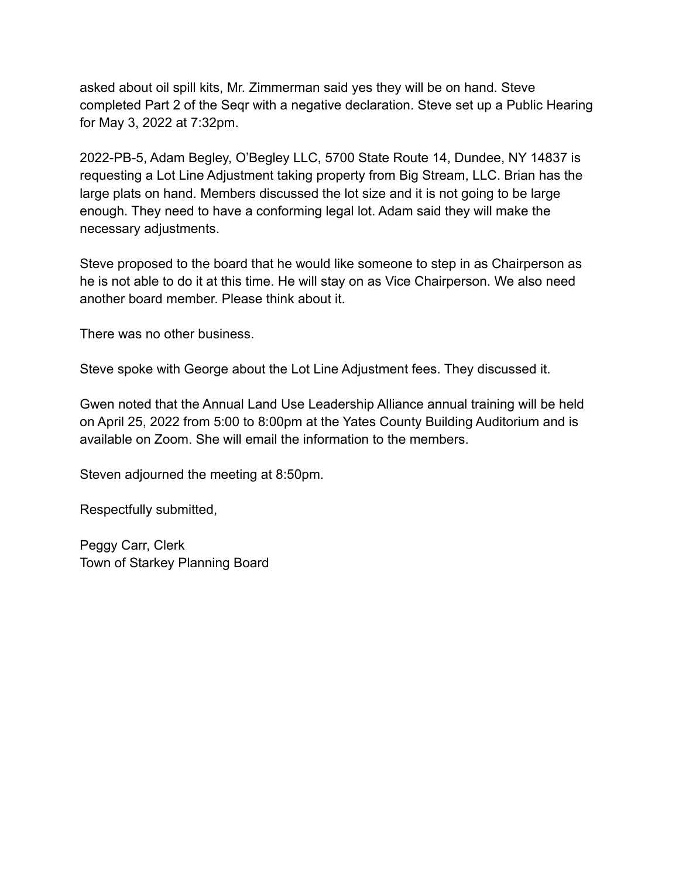asked about oil spill kits, Mr. Zimmerman said yes they will be on hand. Steve completed Part 2 of the Seqr with a negative declaration. Steve set up a Public Hearing for May 3, 2022 at 7:32pm.

2022-PB-5, Adam Begley, O'Begley LLC, 5700 State Route 14, Dundee, NY 14837 is requesting a Lot Line Adjustment taking property from Big Stream, LLC. Brian has the large plats on hand. Members discussed the lot size and it is not going to be large enough. They need to have a conforming legal lot. Adam said they will make the necessary adjustments.

Steve proposed to the board that he would like someone to step in as Chairperson as he is not able to do it at this time. He will stay on as Vice Chairperson. We also need another board member. Please think about it.

There was no other business.

Steve spoke with George about the Lot Line Adjustment fees. They discussed it.

Gwen noted that the Annual Land Use Leadership Alliance annual training will be held on April 25, 2022 from 5:00 to 8:00pm at the Yates County Building Auditorium and is available on Zoom. She will email the information to the members.

Steven adjourned the meeting at 8:50pm.

Respectfully submitted,

Peggy Carr, Clerk
Town of Starkey Planning Board